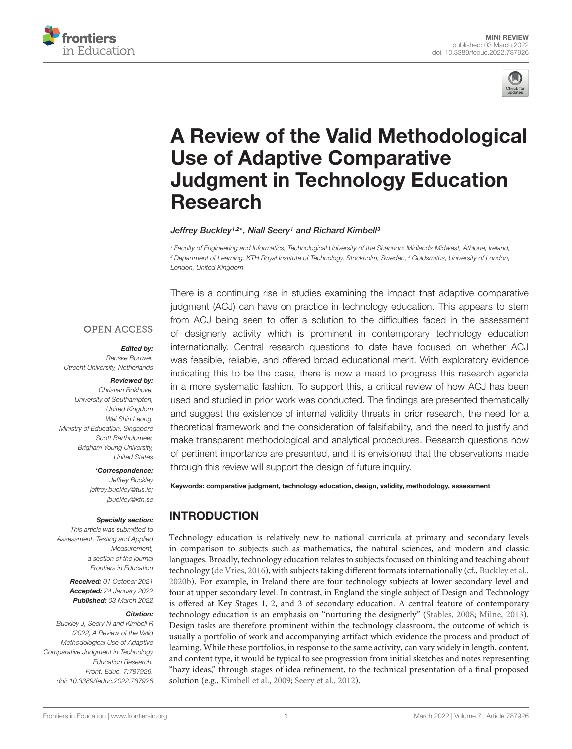MINI REVIEW
published: 03 March 2022
doi: 10.3389/feduc.2022.787926

# A Review of the Valid Methodological Use of Adaptive Comparative Judgment in Technology Education Research

*Jeffrey Buckley[1,2]*, Niall Seery[1] and Richard Kimbell[3]*

[1] Faculty of Engineering and Informatics, Technological University of the Shannon: Midlands Midwest, Athlone, Ireland, [2] Department of Learning, KTH Royal Institute of Technology, Stockholm, Sweden, [3] Goldsmiths, University of London, London, United Kingdom

OPEN ACCESS

***Edited by:***
*Renske Bouwer, Utrecht University, Netherlands*

***Reviewed by:***
*Christian Bokhove, University of Southampton, United Kingdom*
*Wei Shin Leong, Ministry of Education, Singapore*
*Scott Bartholomew, Brigham Young University, United States*

***\*Correspondence:***
*Jeffrey Buckley*
*jeffrey.buckley@tus.ie; jbuckley@kth.se*

***Specialty section:***
*This article was submitted to Assessment, Testing and Applied Measurement, a section of the journal Frontiers in Education*

***Received:*** *01 October 2021*
***Accepted:*** *24 January 2022*
***Published:*** *03 March 2022*

***Citation:***
*Buckley J, Seery N and Kimbell R (2022) A Review of the Valid Methodological Use of Adaptive Comparative Judgment in Technology Education Research. Front. Educ. 7:787926. doi: 10.3389/feduc.2022.787926*

There is a continuing rise in studies examining the impact that adaptive comparative judgment (ACJ) can have on practice in technology education. This appears to stem from ACJ being seen to offer a solution to the difficulties faced in the assessment of designerly activity which is prominent in contemporary technology education internationally. Central research questions to date have focused on whether ACJ was feasible, reliable, and offered broad educational merit. With exploratory evidence indicating this to be the case, there is now a need to progress this research agenda in a more systematic fashion. To support this, a critical review of how ACJ has been used and studied in prior work was conducted. The findings are presented thematically and suggest the existence of internal validity threats in prior research, the need for a theoretical framework and the consideration of falsifiability, and the need to justify and make transparent methodological and analytical procedures. Research questions now of pertinent importance are presented, and it is envisioned that the observations made through this review will support the design of future inquiry.

**Keywords: comparative judgment, technology education, design, validity, methodology, assessment**

## INTRODUCTION

Technology education is relatively new to national curricula at primary and secondary levels in comparison to subjects such as mathematics, the natural sciences, and modern and classic languages. Broadly, technology education relates to subjects focused on thinking and teaching about technology (de Vries, 2016), with subjects taking different formats internationally (cf., Buckley et al., 2020b). For example, in Ireland there are four technology subjects at lower secondary level and four at upper secondary level. In contrast, in England the single subject of Design and Technology is offered at Key Stages 1, 2, and 3 of secondary education. A central feature of contemporary technology education is an emphasis on "nurturing the designerly" (Stables, 2008; Milne, 2013). Design tasks are therefore prominent within the technology classroom, the outcome of which is usually a portfolio of work and accompanying artifact which evidence the process and product of learning. While these portfolios, in response to the same activity, can vary widely in length, content, and content type, it would be typical to see progression from initial sketches and notes representing "hazy ideas," through stages of idea refinement, to the technical presentation of a final proposed solution (e.g., Kimbell et al., 2009; Seery et al., 2012).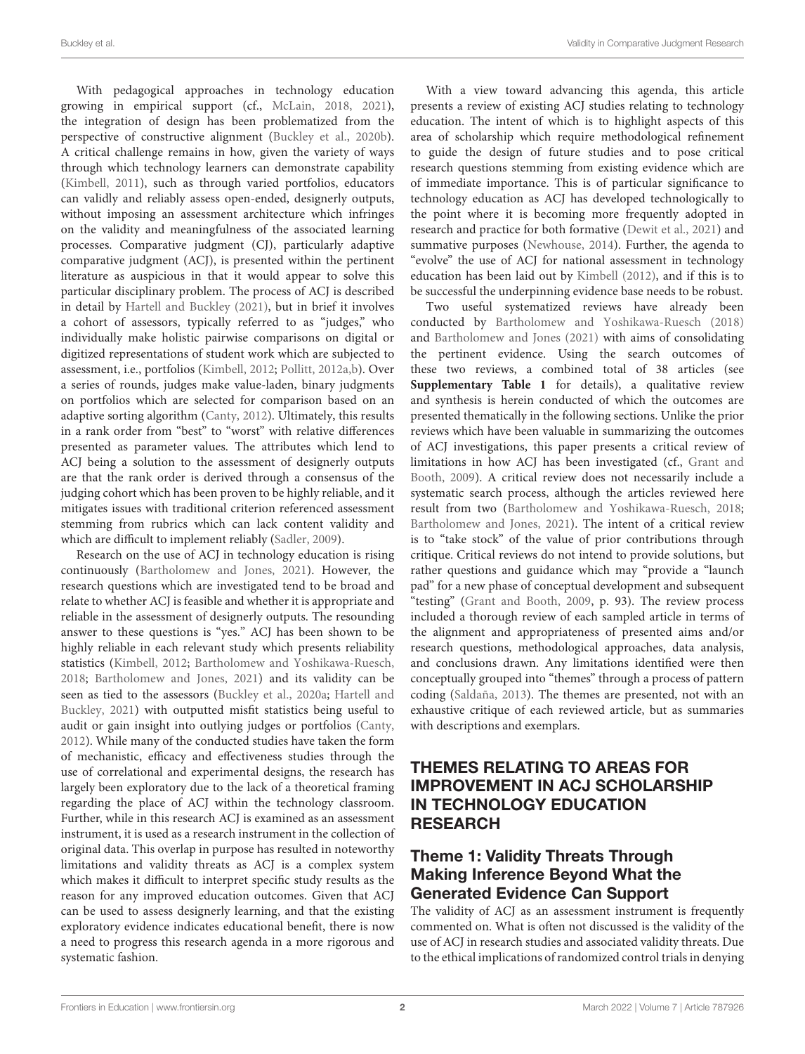With pedagogical approaches in technology education growing in empirical support (cf., McLain, 2018, 2021), the integration of design has been problematized from the perspective of constructive alignment (Buckley et al., 2020b). A critical challenge remains in how, given the variety of ways through which technology learners can demonstrate capability (Kimbell, 2011), such as through varied portfolios, educators can validly and reliably assess open-ended, designerly outputs, without imposing an assessment architecture which infringes on the validity and meaningfulness of the associated learning processes. Comparative judgment (CJ), particularly adaptive comparative judgment (ACJ), is presented within the pertinent literature as auspicious in that it would appear to solve this particular disciplinary problem. The process of ACJ is described in detail by Hartell and Buckley (2021), but in brief it involves a cohort of assessors, typically referred to as "judges," who individually make holistic pairwise comparisons on digital or digitized representations of student work which are subjected to assessment, i.e., portfolios (Kimbell, 2012; Pollitt, 2012a,b). Over a series of rounds, judges make value-laden, binary judgments on portfolios which are selected for comparison based on an adaptive sorting algorithm (Canty, 2012). Ultimately, this results in a rank order from "best" to "worst" with relative differences presented as parameter values. The attributes which lend to ACJ being a solution to the assessment of designerly outputs are that the rank order is derived through a consensus of the judging cohort which has been proven to be highly reliable, and it mitigates issues with traditional criterion referenced assessment stemming from rubrics which can lack content validity and which are difficult to implement reliably (Sadler, 2009).

Research on the use of ACJ in technology education is rising continuously (Bartholomew and Jones, 2021). However, the research questions which are investigated tend to be broad and relate to whether ACJ is feasible and whether it is appropriate and reliable in the assessment of designerly outputs. The resounding answer to these questions is "yes." ACJ has been shown to be highly reliable in each relevant study which presents reliability statistics (Kimbell, 2012; Bartholomew and Yoshikawa-Ruesch, 2018; Bartholomew and Jones, 2021) and its validity can be seen as tied to the assessors (Buckley et al., 2020a; Hartell and Buckley, 2021) with outputted misfit statistics being useful to audit or gain insight into outlying judges or portfolios (Canty, 2012). While many of the conducted studies have taken the form of mechanistic, efficacy and effectiveness studies through the use of correlational and experimental designs, the research has largely been exploratory due to the lack of a theoretical framing regarding the place of ACJ within the technology classroom. Further, while in this research ACJ is examined as an assessment instrument, it is used as a research instrument in the collection of original data. This overlap in purpose has resulted in noteworthy limitations and validity threats as ACJ is a complex system which makes it difficult to interpret specific study results as the reason for any improved education outcomes. Given that ACJ can be used to assess designerly learning, and that the existing exploratory evidence indicates educational benefit, there is now a need to progress this research agenda in a more rigorous and systematic fashion.

With a view toward advancing this agenda, this article presents a review of existing ACJ studies relating to technology education. The intent of which is to highlight aspects of this area of scholarship which require methodological refinement to guide the design of future studies and to pose critical research questions stemming from existing evidence which are of immediate importance. This is of particular significance to technology education as ACJ has developed technologically to the point where it is becoming more frequently adopted in research and practice for both formative (Dewit et al., 2021) and summative purposes (Newhouse, 2014). Further, the agenda to "evolve" the use of ACJ for national assessment in technology education has been laid out by Kimbell (2012), and if this is to be successful the underpinning evidence base needs to be robust.

Two useful systematized reviews have already been conducted by Bartholomew and Yoshikawa-Ruesch (2018) and Bartholomew and Jones (2021) with aims of consolidating the pertinent evidence. Using the search outcomes of these two reviews, a combined total of 38 articles (see **Supplementary Table 1** for details), a qualitative review and synthesis is herein conducted of which the outcomes are presented thematically in the following sections. Unlike the prior reviews which have been valuable in summarizing the outcomes of ACJ investigations, this paper presents a critical review of limitations in how ACJ has been investigated (cf., Grant and Booth, 2009). A critical review does not necessarily include a systematic search process, although the articles reviewed here result from two (Bartholomew and Yoshikawa-Ruesch, 2018; Bartholomew and Jones, 2021). The intent of a critical review is to "take stock" of the value of prior contributions through critique. Critical reviews do not intend to provide solutions, but rather questions and guidance which may "provide a "launch pad" for a new phase of conceptual development and subsequent "testing" (Grant and Booth, 2009, p. 93). The review process included a thorough review of each sampled article in terms of the alignment and appropriateness of presented aims and/or research questions, methodological approaches, data analysis, and conclusions drawn. Any limitations identified were then conceptually grouped into "themes" through a process of pattern coding (Saldaña, 2013). The themes are presented, not with an exhaustive critique of each reviewed article, but as summaries with descriptions and exemplars.

## THEMES RELATING TO AREAS FOR IMPROVEMENT IN ACJ SCHOLARSHIP IN TECHNOLOGY EDUCATION RESEARCH

### Theme 1: Validity Threats Through Making Inference Beyond What the Generated Evidence Can Support

The validity of ACJ as an assessment instrument is frequently commented on. What is often not discussed is the validity of the use of ACJ in research studies and associated validity threats. Due to the ethical implications of randomized control trials in denying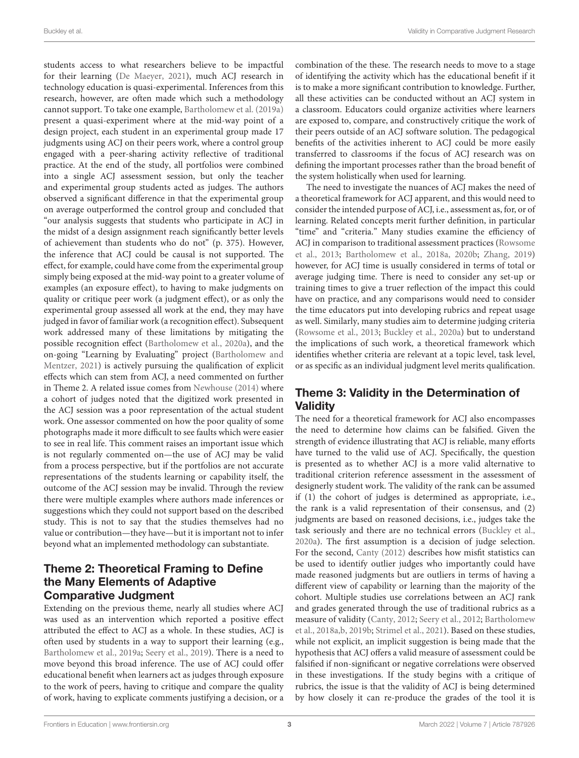students access to what researchers believe to be impactful for their learning (De Maeyer, 2021), much ACJ research in technology education is quasi-experimental. Inferences from this research, however, are often made which such a methodology cannot support. To take one example, Bartholomew et al. (2019a) present a quasi-experiment where at the mid-way point of a design project, each student in an experimental group made 17 judgments using ACJ on their peers work, where a control group engaged with a peer-sharing activity reflective of traditional practice. At the end of the study, all portfolios were combined into a single ACJ assessment session, but only the teacher and experimental group students acted as judges. The authors observed a significant difference in that the experimental group on average outperformed the control group and concluded that "our analysis suggests that students who participate in ACJ in the midst of a design assignment reach significantly better levels of achievement than students who do not" (p. 375). However, the inference that ACJ could be causal is not supported. The effect, for example, could have come from the experimental group simply being exposed at the mid-way point to a greater volume of examples (an exposure effect), to having to make judgments on quality or critique peer work (a judgment effect), or as only the experimental group assessed all work at the end, they may have judged in favor of familiar work (a recognition effect). Subsequent work addressed many of these limitations by mitigating the possible recognition effect (Bartholomew et al., 2020a), and the on-going "Learning by Evaluating" project (Bartholomew and Mentzer, 2021) is actively pursuing the qualification of explicit effects which can stem from ACJ, a need commented on further in Theme 2. A related issue comes from Newhouse (2014) where a cohort of judges noted that the digitized work presented in the ACJ session was a poor representation of the actual student work. One assessor commented on how the poor quality of some photographs made it more difficult to see faults which were easier to see in real life. This comment raises an important issue which is not regularly commented on—the use of ACJ may be valid from a process perspective, but if the portfolios are not accurate representations of the students learning or capability itself, the outcome of the ACJ session may be invalid. Through the review there were multiple examples where authors made inferences or suggestions which they could not support based on the described study. This is not to say that the studies themselves had no value or contribution—they have—but it is important not to infer beyond what an implemented methodology can substantiate.

## Theme 2: Theoretical Framing to Define the Many Elements of Adaptive Comparative Judgment

Extending on the previous theme, nearly all studies where ACJ was used as an intervention which reported a positive effect attributed the effect to ACJ as a whole. In these studies, ACJ is often used by students in a way to support their learning (e.g., Bartholomew et al., 2019a; Seery et al., 2019). There is a need to move beyond this broad inference. The use of ACJ could offer educational benefit when learners act as judges through exposure to the work of peers, having to critique and compare the quality of work, having to explicate comments justifying a decision, or a combination of the these. The research needs to move to a stage of identifying the activity which has the educational benefit if it is to make a more significant contribution to knowledge. Further, all these activities can be conducted without an ACJ system in a classroom. Educators could organize activities where learners are exposed to, compare, and constructively critique the work of their peers outside of an ACJ software solution. The pedagogical benefits of the activities inherent to ACJ could be more easily transferred to classrooms if the focus of ACJ research was on defining the important processes rather than the broad benefit of the system holistically when used for learning.

The need to investigate the nuances of ACJ makes the need of a theoretical framework for ACJ apparent, and this would need to consider the intended purpose of ACJ, i.e., assessment as, for, or of learning. Related concepts merit further definition, in particular "time" and "criteria." Many studies examine the efficiency of ACJ in comparison to traditional assessment practices (Rowsome et al., 2013; Bartholomew et al., 2018a, 2020b; Zhang, 2019) however, for ACJ time is usually considered in terms of total or average judging time. There is need to consider any set-up or training times to give a truer reflection of the impact this could have on practice, and any comparisons would need to consider the time educators put into developing rubrics and repeat usage as well. Similarly, many studies aim to determine judging criteria (Rowsome et al., 2013; Buckley et al., 2020a) but to understand the implications of such work, a theoretical framework which identifies whether criteria are relevant at a topic level, task level, or as specific as an individual judgment level merits qualification.

## Theme 3: Validity in the Determination of Validity

The need for a theoretical framework for ACJ also encompasses the need to determine how claims can be falsified. Given the strength of evidence illustrating that ACJ is reliable, many efforts have turned to the valid use of ACJ. Specifically, the question is presented as to whether ACJ is a more valid alternative to traditional criterion reference assessment in the assessment of designerly student work. The validity of the rank can be assumed if (1) the cohort of judges is determined as appropriate, i.e., the rank is a valid representation of their consensus, and (2) judgments are based on reasoned decisions, i.e., judges take the task seriously and there are no technical errors (Buckley et al., 2020a). The first assumption is a decision of judge selection. For the second, Canty (2012) describes how misfit statistics can be used to identify outlier judges who importantly could have made reasoned judgments but are outliers in terms of having a different view of capability or learning than the majority of the cohort. Multiple studies use correlations between an ACJ rank and grades generated through the use of traditional rubrics as a measure of validity (Canty, 2012; Seery et al., 2012; Bartholomew et al., 2018a,b, 2019b; Strimel et al., 2021). Based on these studies, while not explicit, an implicit suggestion is being made that the hypothesis that ACJ offers a valid measure of assessment could be falsified if non-significant or negative correlations were observed in these investigations. If the study begins with a critique of rubrics, the issue is that the validity of ACJ is being determined by how closely it can re-produce the grades of the tool it is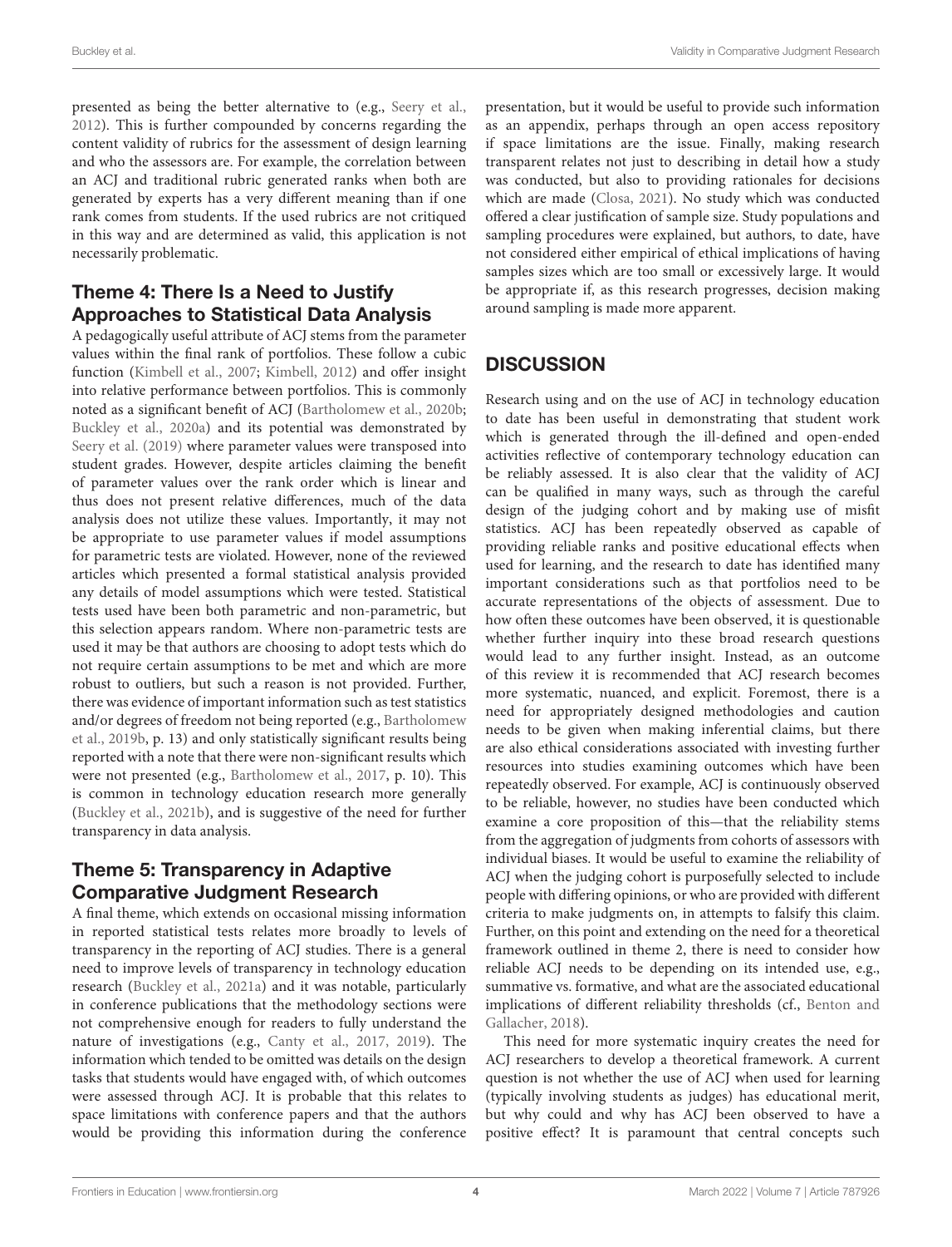presented as being the better alternative to (e.g., Seery et al., 2012). This is further compounded by concerns regarding the content validity of rubrics for the assessment of design learning and who the assessors are. For example, the correlation between an ACJ and traditional rubric generated ranks when both are generated by experts has a very different meaning than if one rank comes from students. If the used rubrics are not critiqued in this way and are determined as valid, this application is not necessarily problematic.

### Theme 4: There Is a Need to Justify Approaches to Statistical Data Analysis

A pedagogically useful attribute of ACJ stems from the parameter values within the final rank of portfolios. These follow a cubic function (Kimbell et al., 2007; Kimbell, 2012) and offer insight into relative performance between portfolios. This is commonly noted as a significant benefit of ACJ (Bartholomew et al., 2020b; Buckley et al., 2020a) and its potential was demonstrated by Seery et al. (2019) where parameter values were transposed into student grades. However, despite articles claiming the benefit of parameter values over the rank order which is linear and thus does not present relative differences, much of the data analysis does not utilize these values. Importantly, it may not be appropriate to use parameter values if model assumptions for parametric tests are violated. However, none of the reviewed articles which presented a formal statistical analysis provided any details of model assumptions which were tested. Statistical tests used have been both parametric and non-parametric, but this selection appears random. Where non-parametric tests are used it may be that authors are choosing to adopt tests which do not require certain assumptions to be met and which are more robust to outliers, but such a reason is not provided. Further, there was evidence of important information such as test statistics and/or degrees of freedom not being reported (e.g., Bartholomew et al., 2019b, p. 13) and only statistically significant results being reported with a note that there were non-significant results which were not presented (e.g., Bartholomew et al., 2017, p. 10). This is common in technology education research more generally (Buckley et al., 2021b), and is suggestive of the need for further transparency in data analysis.

### Theme 5: Transparency in Adaptive Comparative Judgment Research

A final theme, which extends on occasional missing information in reported statistical tests relates more broadly to levels of transparency in the reporting of ACJ studies. There is a general need to improve levels of transparency in technology education research (Buckley et al., 2021a) and it was notable, particularly in conference publications that the methodology sections were not comprehensive enough for readers to fully understand the nature of investigations (e.g., Canty et al., 2017, 2019). The information which tended to be omitted was details on the design tasks that students would have engaged with, of which outcomes were assessed through ACJ. It is probable that this relates to space limitations with conference papers and that the authors would be providing this information during the conference presentation, but it would be useful to provide such information as an appendix, perhaps through an open access repository if space limitations are the issue. Finally, making research transparent relates not just to describing in detail how a study was conducted, but also to providing rationales for decisions which are made (Closa, 2021). No study which was conducted offered a clear justification of sample size. Study populations and sampling procedures were explained, but authors, to date, have not considered either empirical of ethical implications of having samples sizes which are too small or excessively large. It would be appropriate if, as this research progresses, decision making around sampling is made more apparent.

## DISCUSSION

Research using and on the use of ACJ in technology education to date has been useful in demonstrating that student work which is generated through the ill-defined and open-ended activities reflective of contemporary technology education can be reliably assessed. It is also clear that the validity of ACJ can be qualified in many ways, such as through the careful design of the judging cohort and by making use of misfit statistics. ACJ has been repeatedly observed as capable of providing reliable ranks and positive educational effects when used for learning, and the research to date has identified many important considerations such as that portfolios need to be accurate representations of the objects of assessment. Due to how often these outcomes have been observed, it is questionable whether further inquiry into these broad research questions would lead to any further insight. Instead, as an outcome of this review it is recommended that ACJ research becomes more systematic, nuanced, and explicit. Foremost, there is a need for appropriately designed methodologies and caution needs to be given when making inferential claims, but there are also ethical considerations associated with investing further resources into studies examining outcomes which have been repeatedly observed. For example, ACJ is continuously observed to be reliable, however, no studies have been conducted which examine a core proposition of this—that the reliability stems from the aggregation of judgments from cohorts of assessors with individual biases. It would be useful to examine the reliability of ACJ when the judging cohort is purposefully selected to include people with differing opinions, or who are provided with different criteria to make judgments on, in attempts to falsify this claim. Further, on this point and extending on the need for a theoretical framework outlined in theme 2, there is need to consider how reliable ACJ needs to be depending on its intended use, e.g., summative vs. formative, and what are the associated educational implications of different reliability thresholds (cf., Benton and Gallacher, 2018).

This need for more systematic inquiry creates the need for ACJ researchers to develop a theoretical framework. A current question is not whether the use of ACJ when used for learning (typically involving students as judges) has educational merit, but why could and why has ACJ been observed to have a positive effect? It is paramount that central concepts such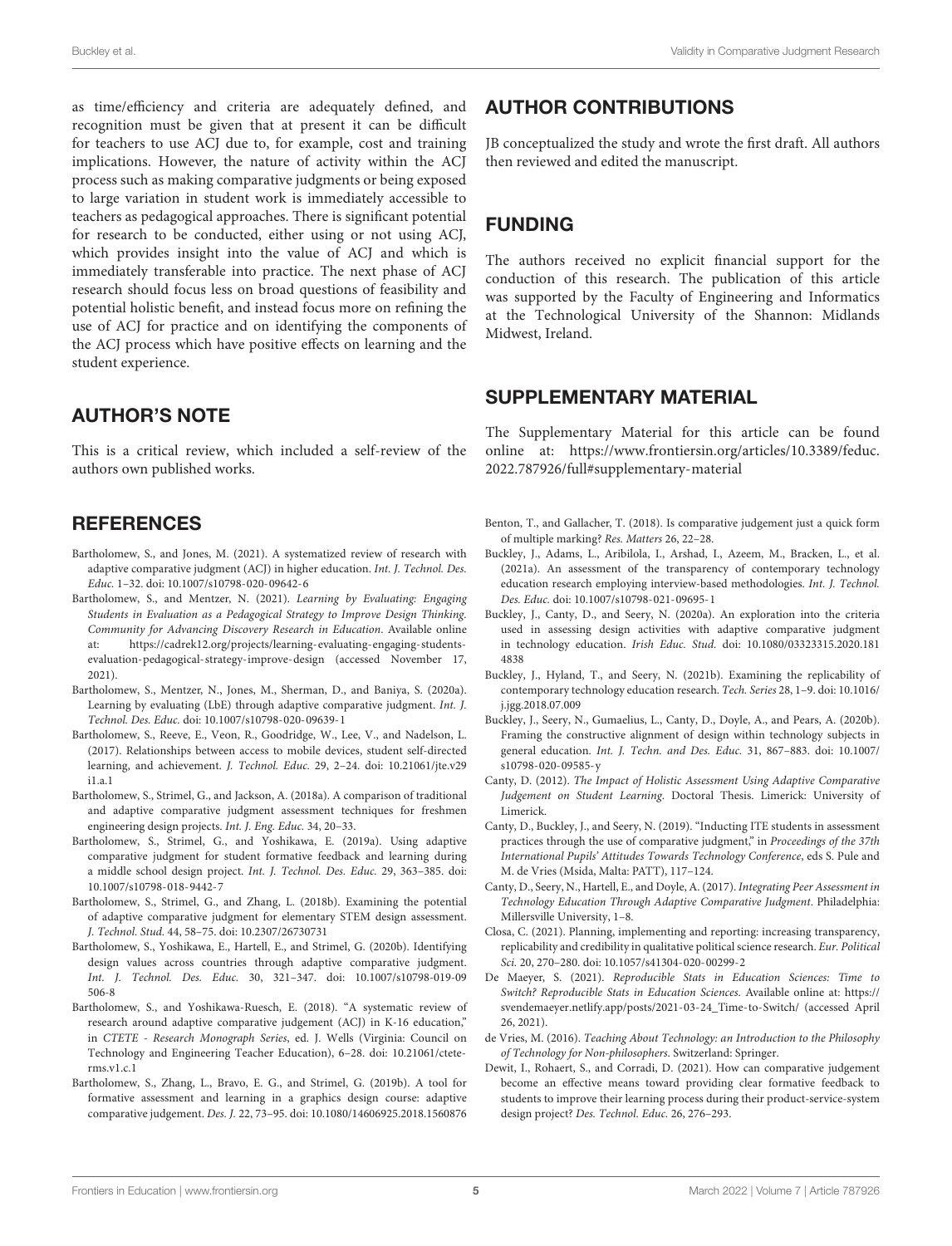as time/efficiency and criteria are adequately defined, and recognition must be given that at present it can be difficult for teachers to use ACJ due to, for example, cost and training implications. However, the nature of activity within the ACJ process such as making comparative judgments or being exposed to large variation in student work is immediately accessible to teachers as pedagogical approaches. There is significant potential for research to be conducted, either using or not using ACJ, which provides insight into the value of ACJ and which is immediately transferable into practice. The next phase of ACJ research should focus less on broad questions of feasibility and potential holistic benefit, and instead focus more on refining the use of ACJ for practice and on identifying the components of the ACJ process which have positive effects on learning and the student experience.

## AUTHOR'S NOTE

This is a critical review, which included a self-review of the authors own published works.

## AUTHOR CONTRIBUTIONS

JB conceptualized the study and wrote the first draft. All authors then reviewed and edited the manuscript.

## FUNDING

The authors received no explicit financial support for the conduction of this research. The publication of this article was supported by the Faculty of Engineering and Informatics at the Technological University of the Shannon: Midlands Midwest, Ireland.

## SUPPLEMENTARY MATERIAL

The Supplementary Material for this article can be found online at: https://www.frontiersin.org/articles/10.3389/feduc.2022.787926/full#supplementary-material

## REFERENCES

Bartholomew, S., and Jones, M. (2021). A systematized review of research with adaptive comparative judgment (ACJ) in higher education. *Int. J. Technol. Des. Educ.* 1–32. doi: 10.1007/s10798-020-09642-6

Bartholomew, S., and Mentzer, N. (2021). *Learning by Evaluating: Engaging Students in Evaluation as a Pedagogical Strategy to Improve Design Thinking. Community for Advancing Discovery Research in Education*. Available online at: https://cadrek12.org/projects/learning-evaluating-engaging-students-evaluation-pedagogical-strategy-improve-design (accessed November 17, 2021).

Bartholomew, S., Mentzer, N., Jones, M., Sherman, D., and Baniya, S. (2020a). Learning by evaluating (LbE) through adaptive comparative judgment. *Int. J. Technol. Des. Educ.* doi: 10.1007/s10798-020-09639-1

Bartholomew, S., Reeve, E., Veon, R., Goodridge, W., Lee, V., and Nadelson, L. (2017). Relationships between access to mobile devices, student self-directed learning, and achievement. *J. Technol. Educ.* 29, 2–24. doi: 10.21061/jte.v29i1.a.1

Bartholomew, S., Strimel, G., and Jackson, A. (2018a). A comparison of traditional and adaptive comparative judgment assessment techniques for freshmen engineering design projects. *Int. J. Eng. Educ.* 34, 20–33.

Bartholomew, S., Strimel, G., and Yoshikawa, E. (2019a). Using adaptive comparative judgment for student formative feedback and learning during a middle school design project. *Int. J. Technol. Des. Educ.* 29, 363–385. doi: 10.1007/s10798-018-9442-7

Bartholomew, S., Strimel, G., and Zhang, L. (2018b). Examining the potential of adaptive comparative judgment for elementary STEM design assessment. *J. Technol. Stud.* 44, 58–75. doi: 10.2307/26730731

Bartholomew, S., Yoshikawa, E., Hartell, E., and Strimel, G. (2020b). Identifying design values across countries through adaptive comparative judgment. *Int. J. Technol. Des. Educ.* 30, 321–347. doi: 10.1007/s10798-019-09506-8

Bartholomew, S., and Yoshikawa-Ruesch, E. (2018). "A systematic review of research around adaptive comparative judgement (ACJ) in K-16 education," in *CTETE - Research Monograph Series*, ed. J. Wells (Virginia: Council on Technology and Engineering Teacher Education), 6–28. doi: 10.21061/ctete-rms.v1.c.1

Bartholomew, S., Zhang, L., Bravo, E. G., and Strimel, G. (2019b). A tool for formative assessment and learning in a graphics design course: adaptive comparative judgement. *Des. J.* 22, 73–95. doi: 10.1080/14606925.2018.1560876

Benton, T., and Gallacher, T. (2018). Is comparative judgement just a quick form of multiple marking? *Res. Matters* 26, 22–28.

Buckley, J., Adams, L., Aribilola, I., Arshad, I., Azeem, M., Bracken, L., et al. (2021a). An assessment of the transparency of contemporary technology education research employing interview-based methodologies. *Int. J. Technol. Des. Educ.* doi: 10.1007/s10798-021-09695-1

Buckley, J., Canty, D., and Seery, N. (2020a). An exploration into the criteria used in assessing design activities with adaptive comparative judgment in technology education. *Irish Educ. Stud.* doi: 10.1080/03323315.2020.1814838

Buckley, J., Hyland, T., and Seery, N. (2021b). Examining the replicability of contemporary technology education research. *Tech. Series* 28, 1–9. doi: 10.1016/j.jgg.2018.07.009

Buckley, J., Seery, N., Gumaelius, L., Canty, D., Doyle, A., and Pears, A. (2020b). Framing the constructive alignment of design within technology subjects in general education. *Int. J. Techn. and Des. Educ.* 31, 867–883. doi: 10.1007/s10798-020-09585-y

Canty, D. (2012). *The Impact of Holistic Assessment Using Adaptive Comparative Judgement on Student Learning*. Doctoral Thesis. Limerick: University of Limerick.

Canty, D., Buckley, J., and Seery, N. (2019). "Inducting ITE students in assessment practices through the use of comparative judgment," in *Proceedings of the 37th International Pupils' Attitudes Towards Technology Conference*, eds S. Pule and M. de Vries (Msida, Malta: PATT), 117–124.

Canty, D., Seery, N., Hartell, E., and Doyle, A. (2017). *Integrating Peer Assessment in Technology Education Through Adaptive Comparative Judgment*. Philadelphia: Millersville University, 1–8.

Closa, C. (2021). Planning, implementing and reporting: increasing transparency, replicability and credibility in qualitative political science research. *Eur. Political Sci.* 20, 270–280. doi: 10.1057/s41304-020-00299-2

De Maeyer, S. (2021). *Reproducible Stats in Education Sciences: Time to Switch? Reproducible Stats in Education Sciences*. Available online at: https://svendemaeyer.netlify.app/posts/2021-03-24_Time-to-Switch/ (accessed April 26, 2021).

de Vries, M. (2016). *Teaching About Technology: an Introduction to the Philosophy of Technology for Non-philosophers*. Switzerland: Springer.

Dewit, I., Rohaert, S., and Corradi, D. (2021). How can comparative judgement become an effective means toward providing clear formative feedback to students to improve their learning process during their product-service-system design project? *Des. Technol. Educ.* 26, 276–293.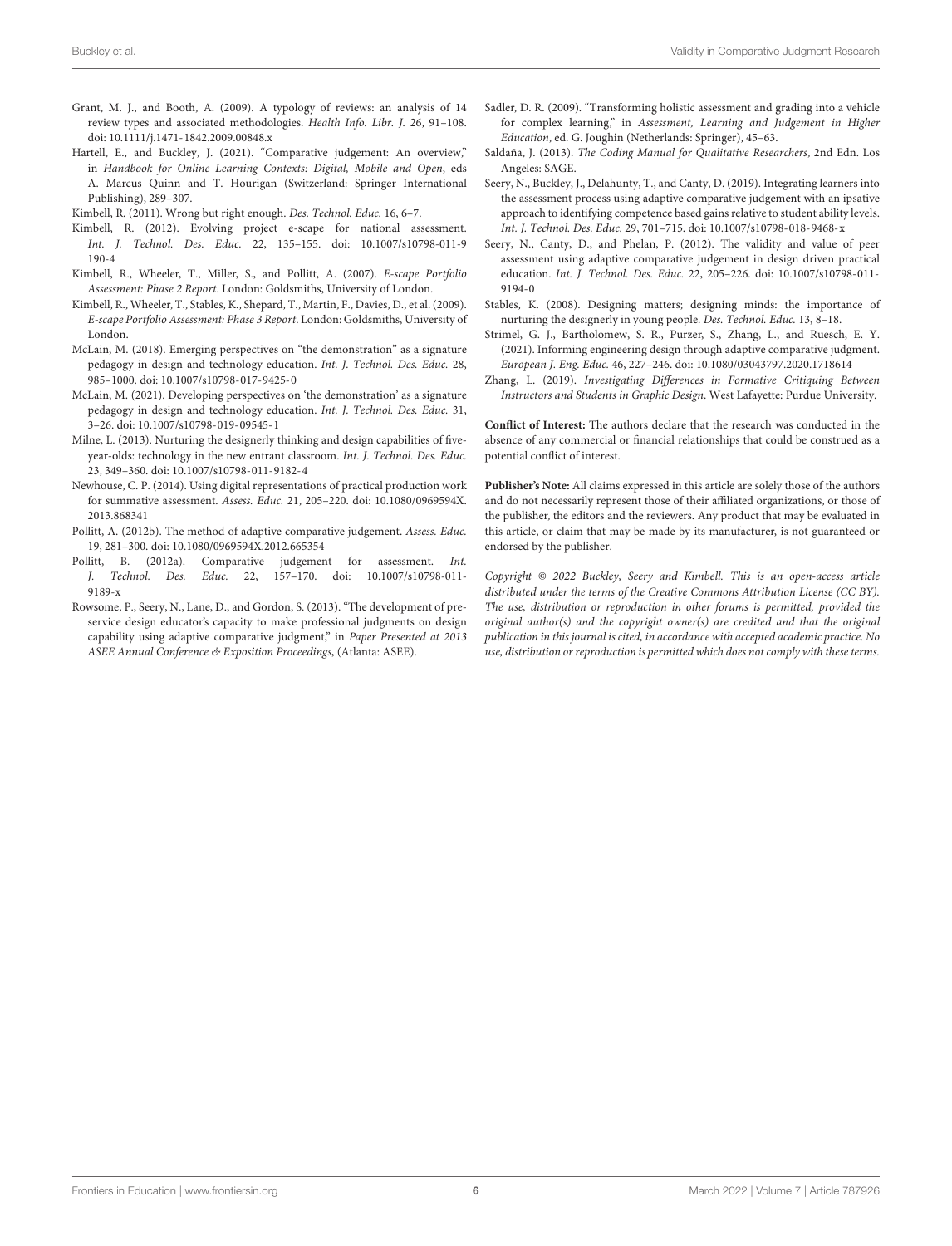Grant, M. J., and Booth, A. (2009). A typology of reviews: an analysis of 14 review types and associated methodologies. *Health Info. Libr. J.* 26, 91–108. doi: 10.1111/j.1471-1842.2009.00848.x

Hartell, E., and Buckley, J. (2021). "Comparative judgement: An overview," in *Handbook for Online Learning Contexts: Digital, Mobile and Open*, eds A. Marcus Quinn and T. Hourigan (Switzerland: Springer International Publishing), 289–307.

Kimbell, R. (2011). Wrong but right enough. *Des. Technol. Educ.* 16, 6–7.

Kimbell, R. (2012). Evolving project e-scape for national assessment. *Int. J. Technol. Des. Educ.* 22, 135–155. doi: 10.1007/s10798-011-9190-4

Kimbell, R., Wheeler, T., Miller, S., and Pollitt, A. (2007). *E-scape Portfolio Assessment: Phase 2 Report*. London: Goldsmiths, University of London.

Kimbell, R., Wheeler, T., Stables, K., Shepard, T., Martin, F., Davies, D., et al. (2009). *E-scape Portfolio Assessment: Phase 3 Report*. London: Goldsmiths, University of London.

McLain, M. (2018). Emerging perspectives on "the demonstration" as a signature pedagogy in design and technology education. *Int. J. Technol. Des. Educ.* 28, 985–1000. doi: 10.1007/s10798-017-9425-0

McLain, M. (2021). Developing perspectives on 'the demonstration' as a signature pedagogy in design and technology education. *Int. J. Technol. Des. Educ.* 31, 3–26. doi: 10.1007/s10798-019-09545-1

Milne, L. (2013). Nurturing the designerly thinking and design capabilities of five-year-olds: technology in the new entrant classroom. *Int. J. Technol. Des. Educ.* 23, 349–360. doi: 10.1007/s10798-011-9182-4

Newhouse, C. P. (2014). Using digital representations of practical production work for summative assessment. *Assess. Educ.* 21, 205–220. doi: 10.1080/0969594X.2013.868341

Pollitt, A. (2012b). The method of adaptive comparative judgement. *Assess. Educ.* 19, 281–300. doi: 10.1080/0969594X.2012.665354

Pollitt, B. (2012a). Comparative judgement for assessment. *Int. J. Technol. Des. Educ.* 22, 157–170. doi: 10.1007/s10798-011-9189-x

Rowsome, P., Seery, N., Lane, D., and Gordon, S. (2013). "The development of pre-service design educator's capacity to make professional judgments on design capability using adaptive comparative judgment," in *Paper Presented at 2013 ASEE Annual Conference & Exposition Proceedings*, (Atlanta: ASEE).

Sadler, D. R. (2009). "Transforming holistic assessment and grading into a vehicle for complex learning," in *Assessment, Learning and Judgement in Higher Education*, ed. G. Joughin (Netherlands: Springer), 45–63.

Saldaña, J. (2013). *The Coding Manual for Qualitative Researchers*, 2nd Edn. Los Angeles: SAGE.

Seery, N., Buckley, J., Delahunty, T., and Canty, D. (2019). Integrating learners into the assessment process using adaptive comparative judgement with an ipsative approach to identifying competence based gains relative to student ability levels. *Int. J. Technol. Des. Educ.* 29, 701–715. doi: 10.1007/s10798-018-9468-x

Seery, N., Canty, D., and Phelan, P. (2012). The validity and value of peer assessment using adaptive comparative judgement in design driven practical education. *Int. J. Technol. Des. Educ.* 22, 205–226. doi: 10.1007/s10798-011-9194-0

Stables, K. (2008). Designing matters; designing minds: the importance of nurturing the designerly in young people. *Des. Technol. Educ.* 13, 8–18.

Strimel, G. J., Bartholomew, S. R., Purzer, S., Zhang, L., and Ruesch, E. Y. (2021). Informing engineering design through adaptive comparative judgment. *European J. Eng. Educ.* 46, 227–246. doi: 10.1080/03043797.2020.1718614

Zhang, L. (2019). *Investigating Differences in Formative Critiquing Between Instructors and Students in Graphic Design*. West Lafayette: Purdue University.

**Conflict of Interest:** The authors declare that the research was conducted in the absence of any commercial or financial relationships that could be construed as a potential conflict of interest.

**Publisher's Note:** All claims expressed in this article are solely those of the authors and do not necessarily represent those of their affiliated organizations, or those of the publisher, the editors and the reviewers. Any product that may be evaluated in this article, or claim that may be made by its manufacturer, is not guaranteed or endorsed by the publisher.

*Copyright © 2022 Buckley, Seery and Kimbell. This is an open-access article distributed under the terms of the Creative Commons Attribution License (CC BY). The use, distribution or reproduction in other forums is permitted, provided the original author(s) and the copyright owner(s) are credited and that the original publication in this journal is cited, in accordance with accepted academic practice. No use, distribution or reproduction is permitted which does not comply with these terms.*